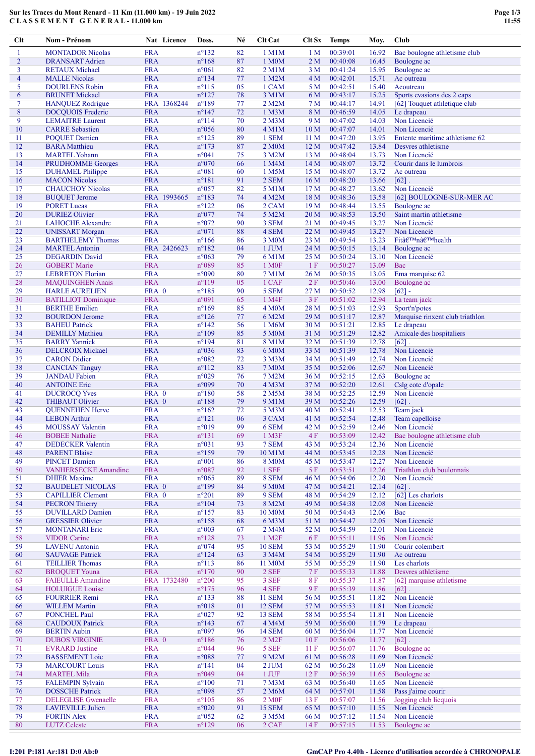# Sur les Traces du Mont Renard - 11 Km (11.000 km) - 19 Juin 2022
## C L A S S E M E N T   G E N E R A L - 11.000 km

| Clt | Nom - Prénom | Nat | Licence | Doss. | Né | Clt Cat | Clt Sx | Temps | Moy. | Club |
|---|---|---|---|---|---|---|---|---|---|---|
| 1 | MONTADOR Nicolas | FRA | | n°132 | 82 | 1 M1M | 1 M | 00:39:01 | 16.92 | Bac boulogne athletisme club |
| 2 | DRANSART Adrien | FRA | | n°168 | 87 | 1 M0M | 2 M | 00:40:08 | 16.45 | Boulogne ac |
| 3 | RETAUX Michael | FRA | | n°061 | 82 | 2 M1M | 3 M | 00:41:24 | 15.95 | Boulogne ac |
| 4 | MALLE Nicolas | FRA | | n°134 | 77 | 1 M2M | 4 M | 00:42:01 | 15.71 | Ac outreau |
| 5 | DOURLENS Robin | FRA | | n°115 | 05 | 1 CAM | 5 M | 00:42:51 | 15.40 | Acoutreau |
| 6 | BRUNET Mickael | FRA | | n°127 | 78 | 3 M1M | 6 M | 00:43:17 | 15.25 | Sports evasions des 2 caps |
| 7 | HANQUEZ Rodrigue | FRA | 1368244 | n°189 | 77 | 2 M2M | 7 M | 00:44:17 | 14.91 | [62] Touquet athletique club |
| 8 | DOCQUOIS Frederic | FRA | | n°147 | 72 | 1 M3M | 8 M | 00:46:59 | 14.05 | Le drapeau |
| 9 | LEMAITRE Laurent | FRA | | n°114 | 70 | 2 M3M | 9 M | 00:47:02 | 14.03 | Non Licencié |
| 10 | CARRE Sebastien | FRA | | n°056 | 80 | 4 M1M | 10 M | 00:47:07 | 14.01 | Non Licencié |
| 11 | POQUET Damien | FRA | | n°125 | 89 | 1 SEM | 11 M | 00:47:20 | 13.95 | Entente maritime athletisme 62 |
| 12 | BARA Matthieu | FRA | | n°173 | 87 | 2 M0M | 12 M | 00:47:42 | 13.84 | Desvres athletisme |
| 13 | MARTEL Yohann | FRA | | n°041 | 75 | 3 M2M | 13 M | 00:48:04 | 13.73 | Non Licencié |
| 14 | PRUDHOMME Georges | FRA | | n°070 | 66 | 1 M4M | 14 M | 00:48:07 | 13.72 | Courir dans le lumbrois |
| 15 | DUHAMEL Philippe | FRA | | n°081 | 60 | 1 M5M | 15 M | 00:48:07 | 13.72 | Ac outreau |
| 16 | MACON Nicolas | FRA | | n°181 | 91 | 2 SEM | 16 M | 00:48:20 | 13.66 | [62] . |
| 17 | CHAUCHOY Nicolas | FRA | | n°057 | 82 | 5 M1M | 17 M | 00:48:27 | 13.62 | Non Licencié |
| 18 | BUQUET Jerome | FRA | 1993665 | n°183 | 74 | 4 M2M | 18 M | 00:48:36 | 13.58 | [62] BOULOGNE-SUR-MER AC |
| 19 | PORET Lucas | FRA | | n°122 | 06 | 2 CAM | 19 M | 00:48:44 | 13.55 | Boulogne ac |
| 20 | DURIEZ Olivier | FRA | | n°077 | 74 | 5 M2M | 20 M | 00:48:53 | 13.50 | Saint martin athletisme |
| 21 | LAHOCHE Alexandre | FRA | | n°072 | 90 | 3 SEM | 21 M | 00:49:45 | 13.27 | Non Licencié |
| 22 | UNISSART Morgan | FRA | | n°071 | 88 | 4 SEM | 22 M | 00:49:45 | 13.27 | Non Licencié |
| 23 | BARTHELEMY Thomas | FRA | | n°166 | 86 | 3 M0M | 23 M | 00:49:54 | 13.23 | Fitâ€™nâ€™health |
| 24 | MARTEL Antonin | FRA | 2426623 | n°182 | 04 | 1 JUM | 24 M | 00:50:15 | 13.14 | Boulogne ac |
| 25 | DEGARDIN David | FRA | | n°063 | 79 | 6 M1M | 25 M | 00:50:24 | 13.10 | Non Licencié |
| 26 | GOBERT Marie | FRA | | n°089 | 85 | 1 M0F | 1 F | 00:50:27 | 13.09 | Bac |
| 27 | LEBRETON Florian | FRA | | n°090 | 80 | 7 M1M | 26 M | 00:50:35 | 13.05 | Ema marquise 62 |
| 28 | MAQUINGHEN Anais | FRA | | n°119 | 05 | 1 CAF | 2 F | 00:50:46 | 13.00 | Boulogne ac |
| 29 | HARLE AURELIEN | FRA | 0 | n°185 | 90 | 5 SEM | 27 M | 00:50:52 | 12.98 | [62] - |
| 30 | BATILLIOT Dominique | FRA | | n°091 | 65 | 1 M4F | 3 F | 00:51:02 | 12.94 | La team jack |
| 31 | BERTHE Emilien | FRA | | n°169 | 85 | 4 M0M | 28 M | 00:51:03 | 12.93 | Sport'n'potes |
| 32 | BOURDON Jerome | FRA | | n°126 | 77 | 6 M2M | 29 M | 00:51:17 | 12.87 | Marquise rinxent club triathlon |
| 33 | BAHEU Patrick | FRA | | n°142 | 56 | 1 M6M | 30 M | 00:51:21 | 12.85 | Le drapeau |
| 34 | DEMILLY Mathieu | FRA | | n°109 | 85 | 5 M0M | 31 M | 00:51:29 | 12.82 | Amicale des hospitaliers |
| 35 | BARRY Yannick | FRA | | n°194 | 81 | 8 M1M | 32 M | 00:51:39 | 12.78 | [62] . |
| 36 | DELCROIX Mickael | FRA | | n°036 | 83 | 6 M0M | 33 M | 00:51:39 | 12.78 | Non Licencié |
| 37 | CARON Didier | FRA | | n°082 | 72 | 3 M3M | 34 M | 00:51:49 | 12.74 | Non Licencié |
| 38 | CANCIAN Tanguy | FRA | | n°112 | 83 | 7 M0M | 35 M | 00:52:06 | 12.67 | Non Licencié |
| 39 | JANDAU Fabien | FRA | | n°029 | 76 | 7 M2M | 36 M | 00:52:15 | 12.63 | Boulogne ac |
| 40 | ANTOINE Eric | FRA | | n°099 | 70 | 4 M3M | 37 M | 00:52:20 | 12.61 | Cslg cote d'opale |
| 41 | DUCROCQ Yves | FRA | 0 | n°180 | 58 | 2 M5M | 38 M | 00:52:25 | 12.59 | Non Licencié |
| 42 | THIBAUT Olivier | FRA | 0 | n°188 | 79 | 9 M1M | 39 M | 00:52:26 | 12.59 | [62] . |
| 43 | QUENNEHEN Herve | FRA | | n°162 | 72 | 5 M3M | 40 M | 00:52:41 | 12.53 | Team jack |
| 44 | LEBON Arthur | FRA | | n°121 | 06 | 3 CAM | 41 M | 00:52:54 | 12.48 | Team capelloise |
| 45 | MOUSSAY Valentin | FRA | | n°019 | 99 | 6 SEM | 42 M | 00:52:59 | 12.46 | Non Licencié |
| 46 | BOBEE Nathalie | FRA | | n°131 | 69 | 1 M3F | 4 F | 00:53:09 | 12.42 | Bac boulogne athletisme club |
| 47 | DEDECKER Valentin | FRA | | n°031 | 93 | 7 SEM | 43 M | 00:53:24 | 12.36 | Non Licencié |
| 48 | PARENT Blaise | FRA | | n°159 | 79 | 10 M1M | 44 M | 00:53:45 | 12.28 | Non Licencié |
| 49 | PINCET Damien | FRA | | n°001 | 86 | 8 M0M | 45 M | 00:53:47 | 12.27 | Non Licencié |
| 50 | VANHERSECKE Amandine | FRA | | n°087 | 92 | 1 SEF | 5 F | 00:53:51 | 12.26 | Triathlon club boulonnais |
| 51 | DHIER Maxime | FRA | | n°065 | 89 | 8 SEM | 46 M | 00:54:06 | 12.20 | Non Licencié |
| 52 | BAUDELET NICOLAS | FRA | 0 | n°199 | 84 | 9 M0M | 47 M | 00:54:21 | 12.14 | [62] . |
| 53 | CAPILLIER Clement | FRA | 0 | n°201 | 89 | 9 SEM | 48 M | 00:54:29 | 12.12 | [62] Les charlots |
| 54 | PECRON Thierry | FRA | | n°104 | 73 | 8 M2M | 49 M | 00:54:38 | 12.08 | Non Licencié |
| 55 | DUVILLARD Damien | FRA | | n°157 | 83 | 10 M0M | 50 M | 00:54:43 | 12.06 | Bac |
| 56 | GRESSIER Olivier | FRA | | n°158 | 68 | 6 M3M | 51 M | 00:54:47 | 12.05 | Non Licencié |
| 57 | MONTANARI Eric | FRA | | n°003 | 67 | 2 M4M | 52 M | 00:54:59 | 12.01 | Non Licencié |
| 58 | VIDOR Carine | FRA | | n°128 | 73 | 1 M2F | 6 F | 00:55:11 | 11.96 | Non Licencié |
| 59 | LAVENU Antonin | FRA | | n°074 | 95 | 10 SEM | 53 M | 00:55:29 | 11.90 | Courir colembert |
| 60 | SAUVAGE Patrick | FRA | | n°124 | 63 | 3 M4M | 54 M | 00:55:29 | 11.90 | Ac outreau |
| 61 | TEILLIER Thomas | FRA | | n°113 | 86 | 11 M0M | 55 M | 00:55:29 | 11.90 | Les charlots |
| 62 | BROQUET Youna | FRA | | n°170 | 90 | 2 SEF | 7 F | 00:55:33 | 11.88 | Desvres athletisme |
| 63 | FAIEULLE Amandine | FRA | 1732480 | n°200 | 95 | 3 SEF | 8 F | 00:55:37 | 11.87 | [62] marquise athletisme |
| 64 | HOLUIGUE Louise | FRA | | n°175 | 96 | 4 SEF | 9 F | 00:55:39 | 11.86 | [62] . |
| 65 | FOURRIER Remi | FRA | | n°133 | 88 | 11 SEM | 56 M | 00:55:51 | 11.82 | Non Licencié |
| 66 | WILLEM Martin | FRA | | n°018 | 01 | 12 SEM | 57 M | 00:55:53 | 11.81 | Non Licencié |
| 67 | PONCHEL Paul | FRA | | n°027 | 92 | 13 SEM | 58 M | 00:55:54 | 11.81 | Non Licencié |
| 68 | CAUDOUX Patrick | FRA | | n°143 | 67 | 4 M4M | 59 M | 00:56:00 | 11.79 | Le drapeau |
| 69 | BERTIN Aubin | FRA | | n°097 | 96 | 14 SEM | 60 M | 00:56:04 | 11.77 | Non Licencié |
| 70 | DUBOS VIRGINIE | FRA | 0 | n°186 | 76 | 2 M2F | 10 F | 00:56:06 | 11.77 | [62] . |
| 71 | EVRARD Justine | FRA | | n°044 | 96 | 5 SEF | 11 F | 00:56:07 | 11.76 | Boulogne ac |
| 72 | BASSEMENT Loic | FRA | | n°088 | 77 | 9 M2M | 61 M | 00:56:28 | 11.69 | Non Licencié |
| 73 | MARCOURT Louis | FRA | | n°141 | 04 | 2 JUM | 62 M | 00:56:28 | 11.69 | Non Licencié |
| 74 | MARTEL Mila | FRA | | n°049 | 04 | 1 JUF | 12 F | 00:56:39 | 11.65 | Boulogne ac |
| 75 | FALEMPIN Sylvain | FRA | | n°100 | 71 | 7 M3M | 63 M | 00:56:40 | 11.65 | Non Licencié |
| 76 | DOSSCHE Patrick | FRA | | n°098 | 57 | 2 M6M | 64 M | 00:57:01 | 11.58 | Pass j'aime courir |
| 77 | DELEGLISE Gwenaelle | FRA | | n°105 | 86 | 2 M0F | 13 F | 00:57:07 | 11.56 | Jogging club licquois |
| 78 | LAVIEVILLE Julien | FRA | | n°020 | 91 | 15 SEM | 65 M | 00:57:10 | 11.55 | Non Licencié |
| 79 | FORTIN Alex | FRA | | n°052 | 62 | 3 M5M | 66 M | 00:57:12 | 11.54 | Non Licencié |
| 80 | LUTZ Celeste | FRA | | n°129 | 06 | 2 CAF | 14 F | 00:57:15 | 11.53 | Boulogne ac |

I:201 P:181 Ar:181 D:0 Ab:0

GmCAP Pro 4.40h - Licence d'utilisation accordée à CHRONOPALE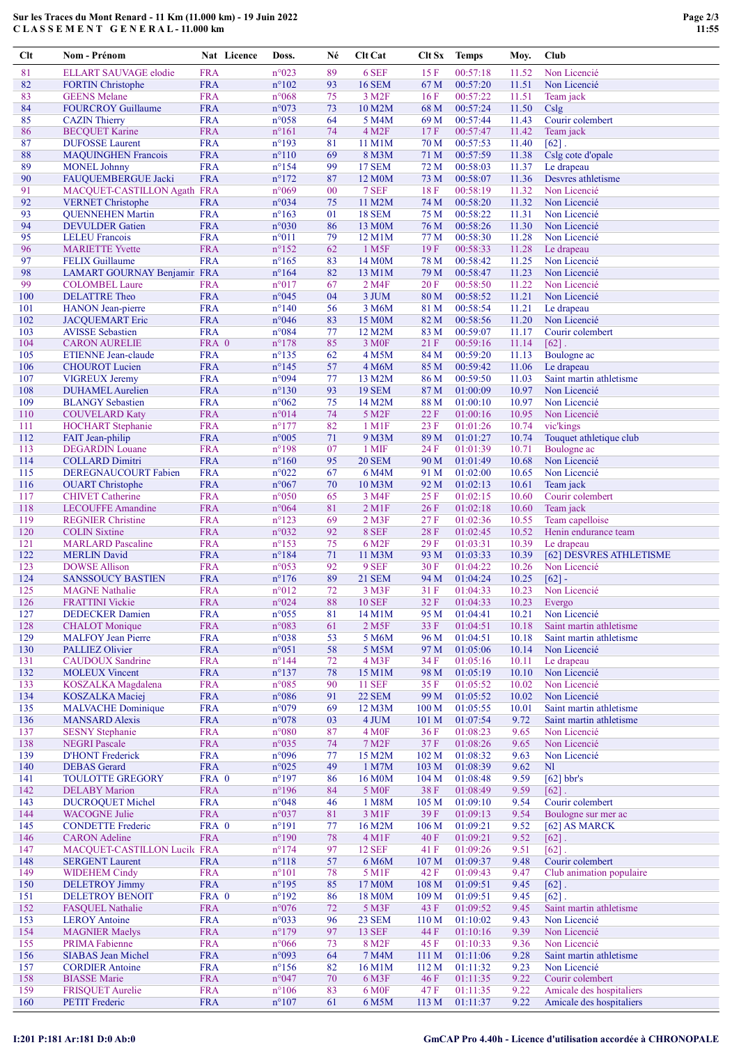# Sur les Traces du Mont Renard - 11 Km (11.000 km) - 19 Juin 2022

## C L A S S E M E N T G E N E R A L - 11.000 km

| Clt | Nom - Prénom | Nat | Licence | Doss. | Né | Clt Cat | Clt Sx | Temps | Moy. | Club |
|---|---|---|---|---|---|---|---|---|---|---|
| 81 | ELLART SAUVAGE elodie | FRA | | n°023 | 89 | 6 SEF | 15 F | 00:57:18 | 11.52 | Non Licencié |
| 82 | FORTIN Christophe | FRA | | n°102 | 93 | 16 SEM | 67 M | 00:57:20 | 11.51 | Non Licencié |
| 83 | GEENS Melane | FRA | | n°068 | 75 | 3 M2F | 16 F | 00:57:22 | 11.51 | Team jack |
| 84 | FOURCROY Guillaume | FRA | | n°073 | 73 | 10 M2M | 68 M | 00:57:24 | 11.50 | Cslg |
| 85 | CAZIN Thierry | FRA | | n°058 | 64 | 5 M4M | 69 M | 00:57:44 | 11.43 | Courir colembert |
| 86 | BECQUET Karine | FRA | | n°161 | 74 | 4 M2F | 17 F | 00:57:47 | 11.42 | Team jack |
| 87 | DUFOSSE Laurent | FRA | | n°193 | 81 | 11 M1M | 70 M | 00:57:53 | 11.40 | [62] . |
| 88 | MAQUINGHEN Francois | FRA | | n°110 | 69 | 8 M3M | 71 M | 00:57:59 | 11.38 | Cslg cote d'opale |
| 89 | MONEL Johnny | FRA | | n°154 | 99 | 17 SEM | 72 M | 00:58:03 | 11.37 | Le drapeau |
| 90 | FAUQUEMBERGUE Jacki | FRA | | n°172 | 87 | 12 M0M | 73 M | 00:58:07 | 11.36 | Desvres athletisme |
| 91 | MACQUET-CASTILLON Agath | FRA | | n°069 | 00 | 7 SEF | 18 F | 00:58:19 | 11.32 | Non Licencié |
| 92 | VERNET Christophe | FRA | | n°034 | 75 | 11 M2M | 74 M | 00:58:20 | 11.32 | Non Licencié |
| 93 | QUENNEHEN Martin | FRA | | n°163 | 01 | 18 SEM | 75 M | 00:58:22 | 11.31 | Non Licencié |
| 94 | DEVULDER Gatien | FRA | | n°030 | 86 | 13 M0M | 76 M | 00:58:26 | 11.30 | Non Licencié |
| 95 | LELEU Francois | FRA | | n°011 | 79 | 12 M1M | 77 M | 00:58:30 | 11.28 | Non Licencié |
| 96 | MARIETTE Yvette | FRA | | n°152 | 62 | 1 M5F | 19 F | 00:58:33 | 11.28 | Le drapeau |
| 97 | FELIX Guillaume | FRA | | n°165 | 83 | 14 M0M | 78 M | 00:58:42 | 11.25 | Non Licencié |
| 98 | LAMART GOURNAY Benjamin | FRA | | n°164 | 82 | 13 M1M | 79 M | 00:58:47 | 11.23 | Non Licencié |
| 99 | COLOMBEL Laure | FRA | | n°017 | 67 | 2 M4F | 20 F | 00:58:50 | 11.22 | Non Licencié |
| 100 | DELATTRE Theo | FRA | | n°045 | 04 | 3 JUM | 80 M | 00:58:52 | 11.21 | Non Licencié |
| 101 | HANON Jean-pierre | FRA | | n°140 | 56 | 3 M6M | 81 M | 00:58:54 | 11.21 | Le drapeau |
| 102 | JACQUEMART Eric | FRA | | n°046 | 83 | 15 M0M | 82 M | 00:58:56 | 11.20 | Non Licencié |
| 103 | AVISSE Sebastien | FRA | | n°084 | 77 | 12 M2M | 83 M | 00:59:07 | 11.17 | Courir colembert |
| 104 | CARON AURELIE | FRA | 0 | n°178 | 85 | 3 M0F | 21 F | 00:59:16 | 11.14 | [62] . |
| 105 | ETIENNE Jean-claude | FRA | | n°135 | 62 | 4 M5M | 84 M | 00:59:20 | 11.13 | Boulogne ac |
| 106 | CHOUROT Lucien | FRA | | n°145 | 57 | 4 M6M | 85 M | 00:59:42 | 11.06 | Le drapeau |
| 107 | VIGREUX Jeremy | FRA | | n°094 | 77 | 13 M2M | 86 M | 00:59:50 | 11.03 | Saint martin athletisme |
| 108 | DUHAMEL Aurelien | FRA | | n°130 | 93 | 19 SEM | 87 M | 01:00:09 | 10.97 | Non Licencié |
| 109 | BLANGY Sebastien | FRA | | n°062 | 75 | 14 M2M | 88 M | 01:00:10 | 10.97 | Non Licencié |
| 110 | COUVELARD Katy | FRA | | n°014 | 74 | 5 M2F | 22 F | 01:00:16 | 10.95 | Non Licencié |
| 111 | HOCHART Stephanie | FRA | | n°177 | 82 | 1 M1F | 23 F | 01:01:26 | 10.74 | vic'kings |
| 112 | FAIT Jean-philip | FRA | | n°005 | 71 | 9 M3M | 89 M | 01:01:27 | 10.74 | Touquet athletique club |
| 113 | DEGARDIN Louane | FRA | | n°198 | 07 | 1 MIF | 24 F | 01:01:39 | 10.71 | Boulogne ac |
| 114 | COLLARD Dimitri | FRA | | n°160 | 95 | 20 SEM | 90 M | 01:01:49 | 10.68 | Non Licencié |
| 115 | DEREGNAUCOURT Fabien | FRA | | n°022 | 67 | 6 M4M | 91 M | 01:02:00 | 10.65 | Non Licencié |
| 116 | OUART Christophe | FRA | | n°067 | 70 | 10 M3M | 92 M | 01:02:13 | 10.61 | Team jack |
| 117 | CHIVET Catherine | FRA | | n°050 | 65 | 3 M4F | 25 F | 01:02:15 | 10.60 | Courir colembert |
| 118 | LECOUFFE Amandine | FRA | | n°064 | 81 | 2 M1F | 26 F | 01:02:18 | 10.60 | Team jack |
| 119 | REGNIER Christine | FRA | | n°123 | 69 | 2 M3F | 27 F | 01:02:36 | 10.55 | Team capelloise |
| 120 | COLIN Sixtine | FRA | | n°032 | 92 | 8 SEF | 28 F | 01:02:45 | 10.52 | Henin endurance team |
| 121 | MARLARD Pascaline | FRA | | n°153 | 75 | 6 M2F | 29 F | 01:03:31 | 10.39 | Le drapeau |
| 122 | MERLIN David | FRA | | n°184 | 71 | 11 M3M | 93 M | 01:03:33 | 10.39 | [62] DESVRES ATHLETISME |
| 123 | DOWSE Allison | FRA | | n°053 | 92 | 9 SEF | 30 F | 01:04:22 | 10.26 | Non Licencié |
| 124 | SANSSOUCY BASTIEN | FRA | | n°176 | 89 | 21 SEM | 94 M | 01:04:24 | 10.25 | [62] - |
| 125 | MAGNE Nathalie | FRA | | n°012 | 72 | 3 M3F | 31 F | 01:04:33 | 10.23 | Non Licencié |
| 126 | FRATTINI Vickie | FRA | | n°024 | 88 | 10 SEF | 32 F | 01:04:33 | 10.23 | Evergo |
| 127 | DEDECKER Damien | FRA | | n°055 | 81 | 14 M1M | 95 M | 01:04:41 | 10.21 | Non Licencié |
| 128 | CHALOT Monique | FRA | | n°083 | 61 | 2 M5F | 33 F | 01:04:51 | 10.18 | Saint martin athletisme |
| 129 | MALFOY Jean Pierre | FRA | | n°038 | 53 | 5 M6M | 96 M | 01:04:51 | 10.18 | Saint martin athletisme |
| 130 | PALLIEZ Olivier | FRA | | n°051 | 58 | 5 M5M | 97 M | 01:05:06 | 10.14 | Non Licencié |
| 131 | CAUDOUX Sandrine | FRA | | n°144 | 72 | 4 M3F | 34 F | 01:05:16 | 10.11 | Le drapeau |
| 132 | MOLEUX Vincent | FRA | | n°137 | 78 | 15 M1M | 98 M | 01:05:19 | 10.10 | Non Licencié |
| 133 | KOSZALKA Magdalena | FRA | | n°085 | 90 | 11 SEF | 35 F | 01:05:52 | 10.02 | Non Licencié |
| 134 | KOSZALKA Maciej | FRA | | n°086 | 91 | 22 SEM | 99 M | 01:05:52 | 10.02 | Non Licencié |
| 135 | MALVACHE Dominique | FRA | | n°079 | 69 | 12 M3M | 100 M | 01:05:55 | 10.01 | Saint martin athletisme |
| 136 | MANSARD Alexis | FRA | | n°078 | 03 | 4 JUM | 101 M | 01:07:54 | 9.72 | Saint martin athletisme |
| 137 | SESNY Stephanie | FRA | | n°080 | 87 | 4 M0F | 36 F | 01:08:23 | 9.65 | Non Licencié |
| 138 | NEGRI Pascale | FRA | | n°035 | 74 | 7 M2F | 37 F | 01:08:26 | 9.65 | Non Licencié |
| 139 | D'HONT Frederick | FRA | | n°096 | 77 | 15 M2M | 102 M | 01:08:32 | 9.63 | Non Licencié |
| 140 | DEBAS Gerard | FRA | | n°025 | 49 | 1 M7M | 103 M | 01:08:39 | 9.62 | Nl |
| 141 | TOULOTTE GREGORY | FRA | 0 | n°197 | 86 | 16 M0M | 104 M | 01:08:48 | 9.59 | [62] bbr's |
| 142 | DELABY Marion | FRA | | n°196 | 84 | 5 M0F | 38 F | 01:08:49 | 9.59 | [62] . |
| 143 | DUCROQUET Michel | FRA | | n°048 | 46 | 1 M8M | 105 M | 01:09:10 | 9.54 | Courir colembert |
| 144 | WACOGNE Julie | FRA | | n°037 | 81 | 3 M1F | 39 F | 01:09:13 | 9.54 | Boulogne sur mer ac |
| 145 | CONDETTE Frederic | FRA | 0 | n°191 | 77 | 16 M2M | 106 M | 01:09:21 | 9.52 | [62] AS MARCK |
| 146 | CARON Adeline | FRA | | n°190 | 78 | 4 M1F | 40 F | 01:09:21 | 9.52 | [62] . |
| 147 | MACQUET-CASTILLON Lucile | FRA | | n°174 | 97 | 12 SEF | 41 F | 01:09:26 | 9.51 | [62] . |
| 148 | SERGENT Laurent | FRA | | n°118 | 57 | 6 M6M | 107 M | 01:09:37 | 9.48 | Courir colembert |
| 149 | WIDEHEM Cindy | FRA | | n°101 | 78 | 5 M1F | 42 F | 01:09:43 | 9.47 | Club animation populaire |
| 150 | DELETROY Jimmy | FRA | | n°195 | 85 | 17 M0M | 108 M | 01:09:51 | 9.45 | [62] . |
| 151 | DELETROY BENOIT | FRA | 0 | n°192 | 86 | 18 M0M | 109 M | 01:09:51 | 9.45 | [62] . |
| 152 | FASQUEL Nathalie | FRA | | n°076 | 72 | 5 M3F | 43 F | 01:09:52 | 9.45 | Saint martin athletisme |
| 153 | LEROY Antoine | FRA | | n°033 | 96 | 23 SEM | 110 M | 01:10:02 | 9.43 | Non Licencié |
| 154 | MAGNIER Maelys | FRA | | n°179 | 97 | 13 SEF | 44 F | 01:10:16 | 9.39 | Non Licencié |
| 155 | PRIMA Fabienne | FRA | | n°066 | 73 | 8 M2F | 45 F | 01:10:33 | 9.36 | Non Licencié |
| 156 | SIABAS Jean Michel | FRA | | n°093 | 64 | 7 M4M | 111 M | 01:11:06 | 9.28 | Saint martin athletisme |
| 157 | CORDIER Antoine | FRA | | n°156 | 82 | 16 M1M | 112 M | 01:11:32 | 9.23 | Non Licencié |
| 158 | BIASSE Marie | FRA | | n°047 | 70 | 6 M3F | 46 F | 01:11:35 | 9.22 | Courir colembert |
| 159 | FRISQUET Aurelie | FRA | | n°106 | 83 | 6 M0F | 47 F | 01:11:35 | 9.22 | Amicale des hospitaliers |
| 160 | PETIT Frederic | FRA | | n°107 | 61 | 6 M5M | 113 M | 01:11:37 | 9.22 | Amicale des hospitaliers |

I:201 P:181 Ar:181 D:0 Ab:0

GmCAP Pro 4.40h - Licence d'utilisation accordée à CHRONOPALE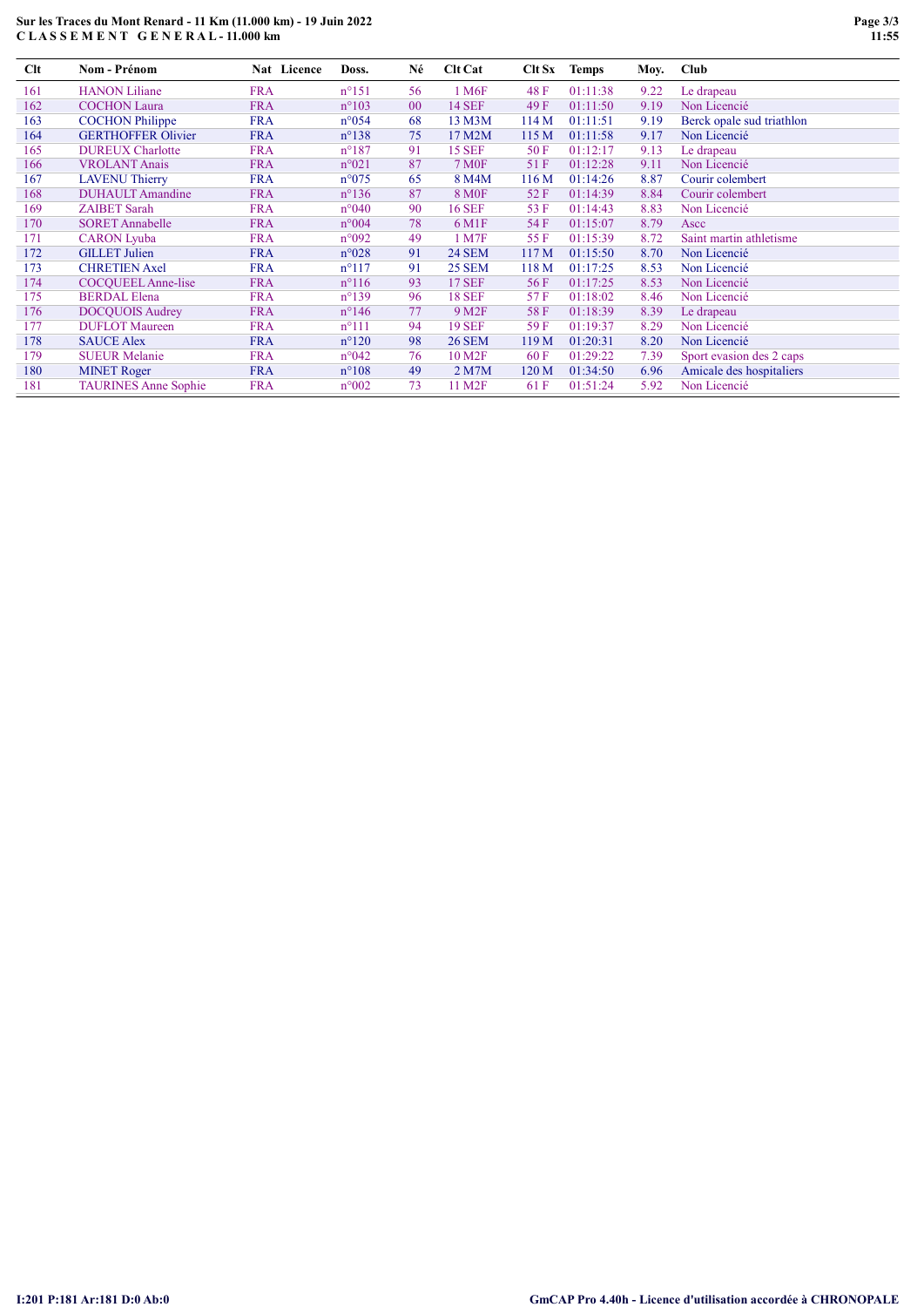**Sur les Traces du Mont Renard - 11 Km (11.000 km) - 19 Juin 2022**
**C L A S S E M E N T  G E N E R A L - 11.000 km**

| Clt | Nom - Prénom | Nat | Licence | Doss. | Né | Clt Cat | Clt Sx | Temps | Moy. | Club |
|---|---|---|---|---|---|---|---|---|---|---|
| 161 | HANON Liliane | FRA | | n°151 | 56 | 1 M6F | 48 F | 01:11:38 | 9.22 | Le drapeau |
| 162 | COCHON Laura | FRA | | n°103 | 00 | 14 SEF | 49 F | 01:11:50 | 9.19 | Non Licencié |
| 163 | COCHON Philippe | FRA | | n°054 | 68 | 13 M3M | 114 M | 01:11:51 | 9.19 | Berck opale sud triathlon |
| 164 | GERTHOFFER Olivier | FRA | | n°138 | 75 | 17 M2M | 115 M | 01:11:58 | 9.17 | Non Licencié |
| 165 | DUREUX Charlotte | FRA | | n°187 | 91 | 15 SEF | 50 F | 01:12:17 | 9.13 | Le drapeau |
| 166 | VROLANT Anais | FRA | | n°021 | 87 | 7 M0F | 51 F | 01:12:28 | 9.11 | Non Licencié |
| 167 | LAVENU Thierry | FRA | | n°075 | 65 | 8 M4M | 116 M | 01:14:26 | 8.87 | Courir colembert |
| 168 | DUHAULT Amandine | FRA | | n°136 | 87 | 8 M0F | 52 F | 01:14:39 | 8.84 | Courir colembert |
| 169 | ZAIBET Sarah | FRA | | n°040 | 90 | 16 SEF | 53 F | 01:14:43 | 8.83 | Non Licencié |
| 170 | SORET Annabelle | FRA | | n°004 | 78 | 6 M1F | 54 F | 01:15:07 | 8.79 | Ascc |
| 171 | CARON Lyuba | FRA | | n°092 | 49 | 1 M7F | 55 F | 01:15:39 | 8.72 | Saint martin athletisme |
| 172 | GILLET Julien | FRA | | n°028 | 91 | 24 SEM | 117 M | 01:15:50 | 8.70 | Non Licencié |
| 173 | CHRETIEN Axel | FRA | | n°117 | 91 | 25 SEM | 118 M | 01:17:25 | 8.53 | Non Licencié |
| 174 | COCQUEEL Anne-lise | FRA | | n°116 | 93 | 17 SEF | 56 F | 01:17:25 | 8.53 | Non Licencié |
| 175 | BERDAL Elena | FRA | | n°139 | 96 | 18 SEF | 57 F | 01:18:02 | 8.46 | Non Licencié |
| 176 | DOCQUOIS Audrey | FRA | | n°146 | 77 | 9 M2F | 58 F | 01:18:39 | 8.39 | Le drapeau |
| 177 | DUFLOT Maureen | FRA | | n°111 | 94 | 19 SEF | 59 F | 01:19:37 | 8.29 | Non Licencié |
| 178 | SAUCE Alex | FRA | | n°120 | 98 | 26 SEM | 119 M | 01:20:31 | 8.20 | Non Licencié |
| 179 | SUEUR Melanie | FRA | | n°042 | 76 | 10 M2F | 60 F | 01:29:22 | 7.39 | Sport evasion des 2 caps |
| 180 | MINET Roger | FRA | | n°108 | 49 | 2 M7M | 120 M | 01:34:50 | 6.96 | Amicale des hospitaliers |
| 181 | TAURINES Anne Sophie | FRA | | n°002 | 73 | 11 M2F | 61 F | 01:51:24 | 5.92 | Non Licencié |

I:201 P:181 Ar:181 D:0 Ab:0

GmCAP Pro 4.40h - Licence d'utilisation accordée à CHRONOPALE